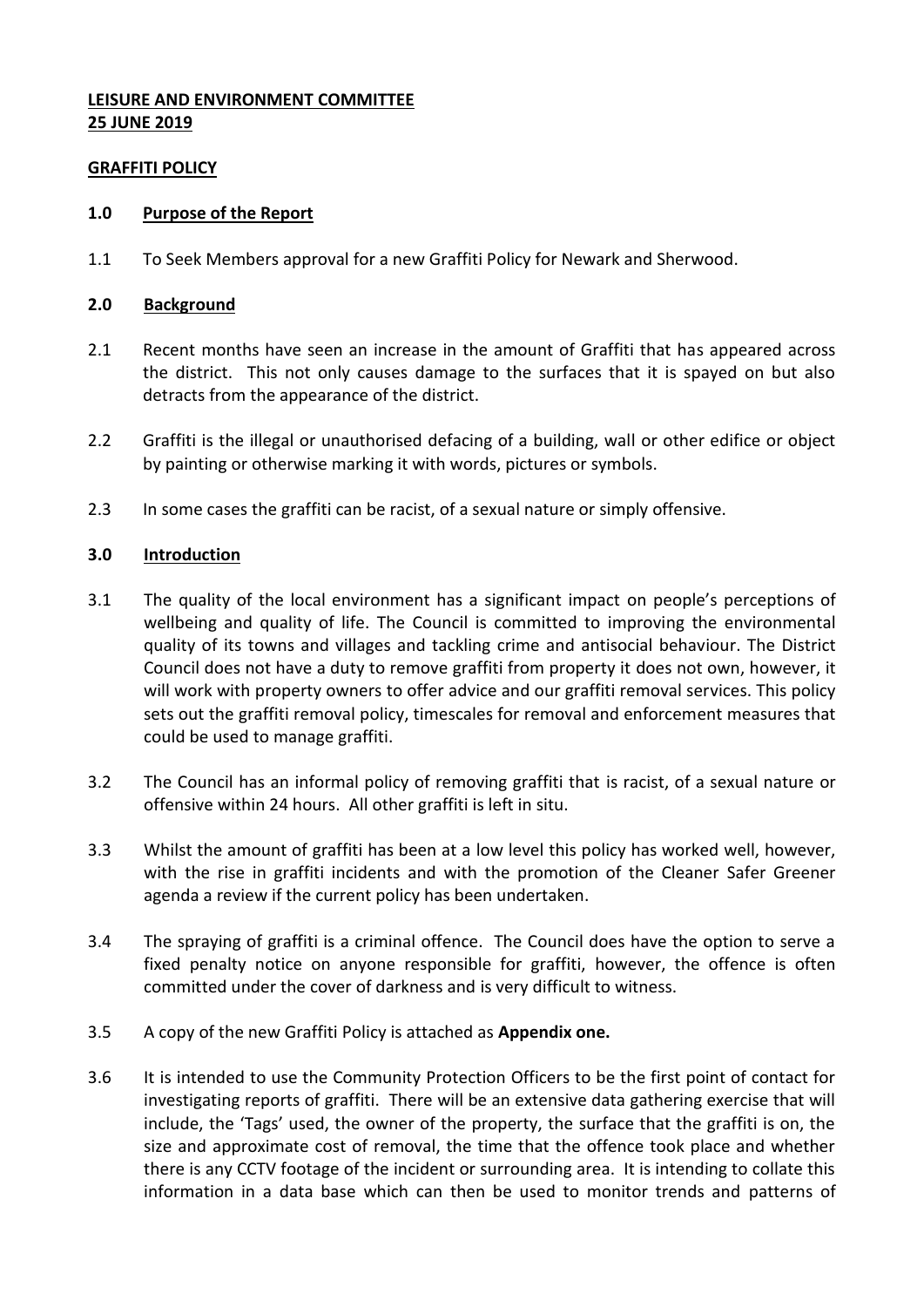**LEISURE AND ENVIRONMENT COMMITTEE**
**25 JUNE 2019**

**GRAFFITI POLICY**

## 1.0 Purpose of the Report

1.1 To Seek Members approval for a new Graffiti Policy for Newark and Sherwood.

## 2.0 Background

2.1 Recent months have seen an increase in the amount of Graffiti that has appeared across the district. This not only causes damage to the surfaces that it is spayed on but also detracts from the appearance of the district.

2.2 Graffiti is the illegal or unauthorised defacing of a building, wall or other edifice or object by painting or otherwise marking it with words, pictures or symbols.

2.3 In some cases the graffiti can be racist, of a sexual nature or simply offensive.

## 3.0 Introduction

3.1 The quality of the local environment has a significant impact on people's perceptions of wellbeing and quality of life. The Council is committed to improving the environmental quality of its towns and villages and tackling crime and antisocial behaviour. The District Council does not have a duty to remove graffiti from property it does not own, however, it will work with property owners to offer advice and our graffiti removal services. This policy sets out the graffiti removal policy, timescales for removal and enforcement measures that could be used to manage graffiti.

3.2 The Council has an informal policy of removing graffiti that is racist, of a sexual nature or offensive within 24 hours. All other graffiti is left in situ.

3.3 Whilst the amount of graffiti has been at a low level this policy has worked well, however, with the rise in graffiti incidents and with the promotion of the Cleaner Safer Greener agenda a review if the current policy has been undertaken.

3.4 The spraying of graffiti is a criminal offence. The Council does have the option to serve a fixed penalty notice on anyone responsible for graffiti, however, the offence is often committed under the cover of darkness and is very difficult to witness.

3.5 A copy of the new Graffiti Policy is attached as **Appendix one.**

3.6 It is intended to use the Community Protection Officers to be the first point of contact for investigating reports of graffiti. There will be an extensive data gathering exercise that will include, the 'Tags' used, the owner of the property, the surface that the graffiti is on, the size and approximate cost of removal, the time that the offence took place and whether there is any CCTV footage of the incident or surrounding area. It is intending to collate this information in a data base which can then be used to monitor trends and patterns of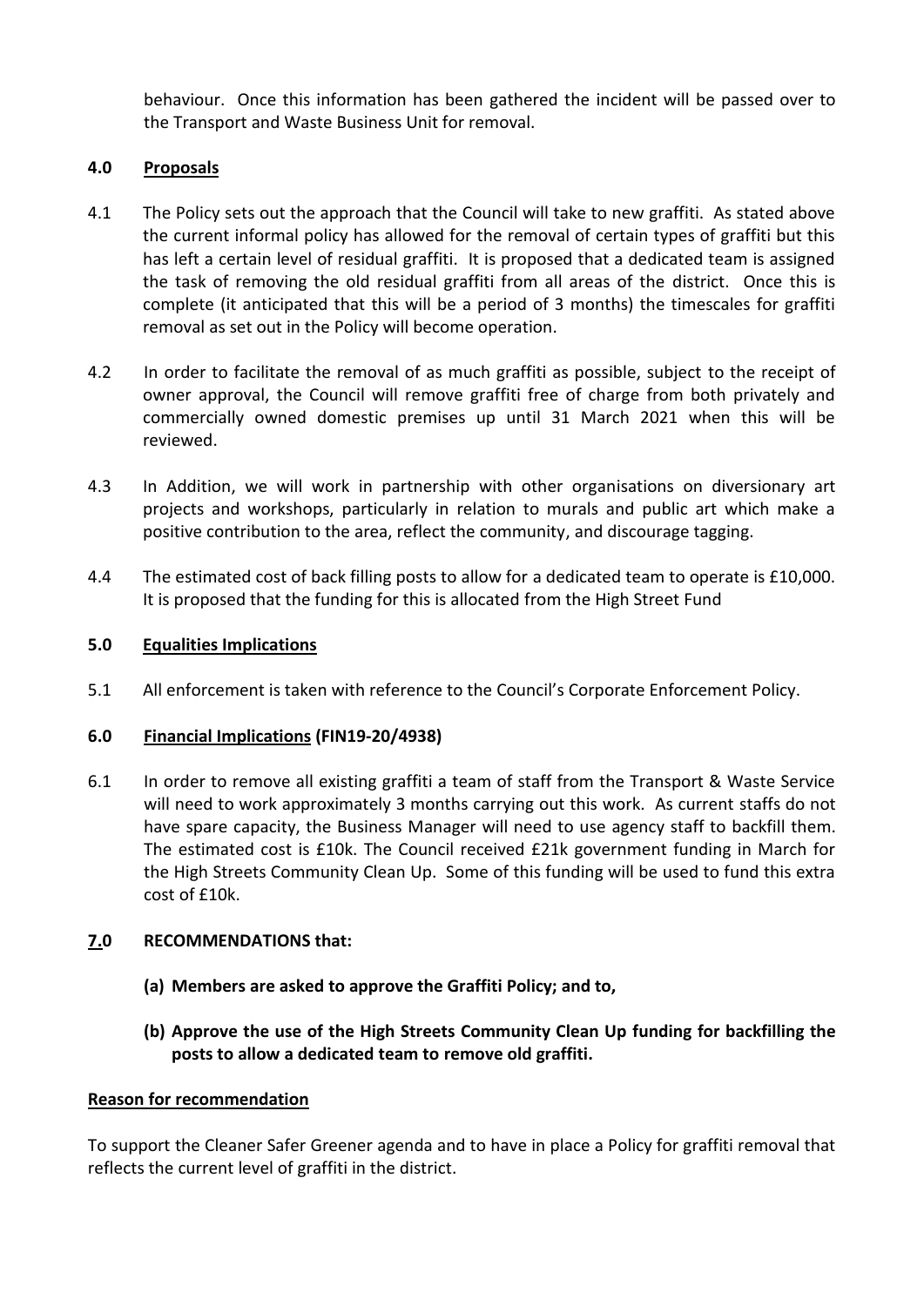behaviour. Once this information has been gathered the incident will be passed over to the Transport and Waste Business Unit for removal.

## 4.0 Proposals

4.1 The Policy sets out the approach that the Council will take to new graffiti. As stated above the current informal policy has allowed for the removal of certain types of graffiti but this has left a certain level of residual graffiti. It is proposed that a dedicated team is assigned the task of removing the old residual graffiti from all areas of the district. Once this is complete (it anticipated that this will be a period of 3 months) the timescales for graffiti removal as set out in the Policy will become operation.

4.2 In order to facilitate the removal of as much graffiti as possible, subject to the receipt of owner approval, the Council will remove graffiti free of charge from both privately and commercially owned domestic premises up until 31 March 2021 when this will be reviewed.

4.3 In Addition, we will work in partnership with other organisations on diversionary art projects and workshops, particularly in relation to murals and public art which make a positive contribution to the area, reflect the community, and discourage tagging.

4.4 The estimated cost of back filling posts to allow for a dedicated team to operate is £10,000. It is proposed that the funding for this is allocated from the High Street Fund

## 5.0 Equalities Implications

5.1 All enforcement is taken with reference to the Council's Corporate Enforcement Policy.

## 6.0 Financial Implications (FIN19-20/4938)

6.1 In order to remove all existing graffiti a team of staff from the Transport & Waste Service will need to work approximately 3 months carrying out this work. As current staffs do not have spare capacity, the Business Manager will need to use agency staff to backfill them. The estimated cost is £10k. The Council received £21k government funding in March for the High Streets Community Clean Up. Some of this funding will be used to fund this extra cost of £10k.

## 7.0 RECOMMENDATIONS that:

**(a) Members are asked to approve the Graffiti Policy; and to,**

**(b) Approve the use of the High Streets Community Clean Up funding for backfilling the posts to allow a dedicated team to remove old graffiti.**

## Reason for recommendation

To support the Cleaner Safer Greener agenda and to have in place a Policy for graffiti removal that reflects the current level of graffiti in the district.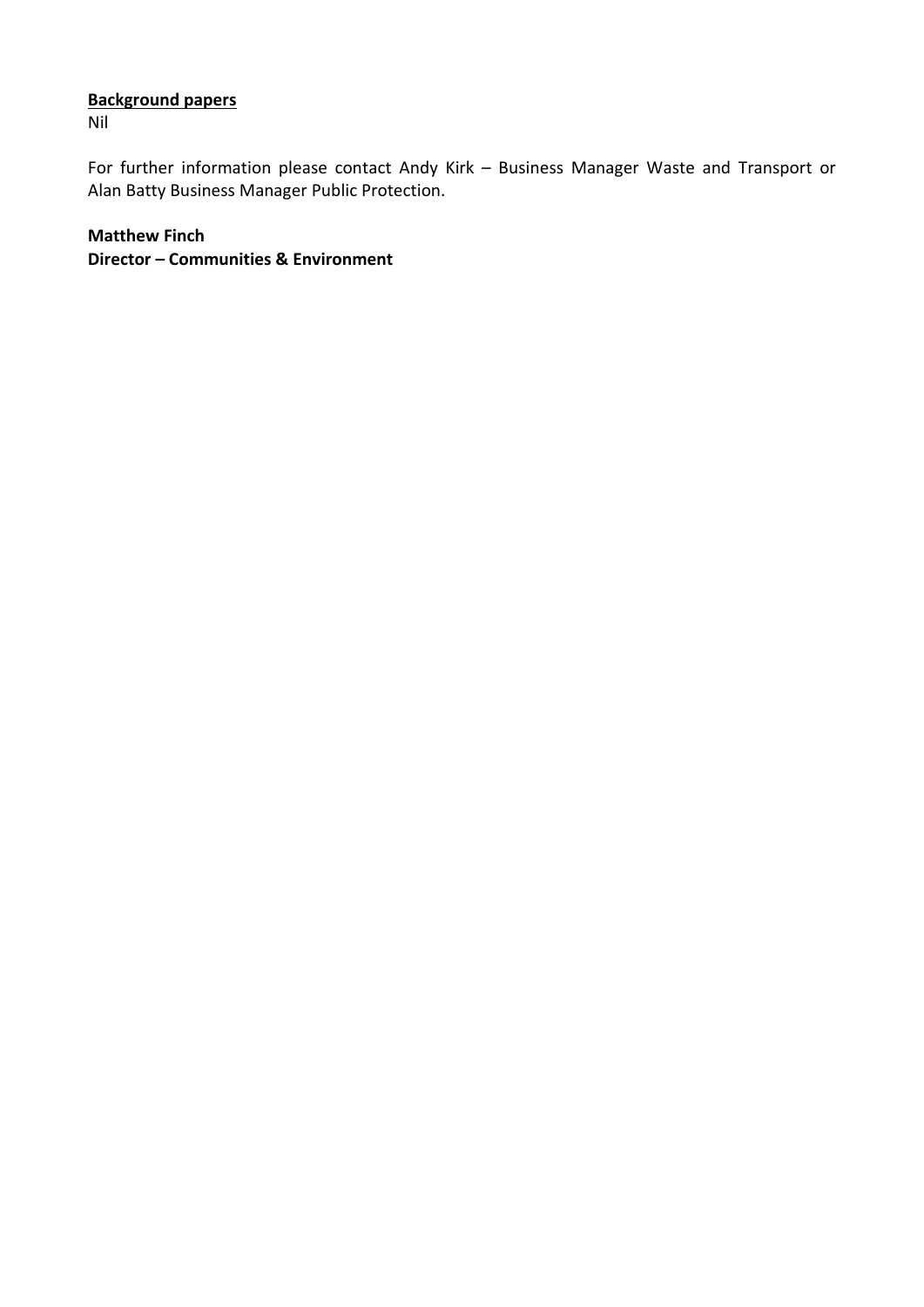**<u>Background papers</u>**
Nil

For further information please contact Andy Kirk – Business Manager Waste and Transport or Alan Batty Business Manager Public Protection.

**Matthew Finch**
**Director – Communities & Environment**